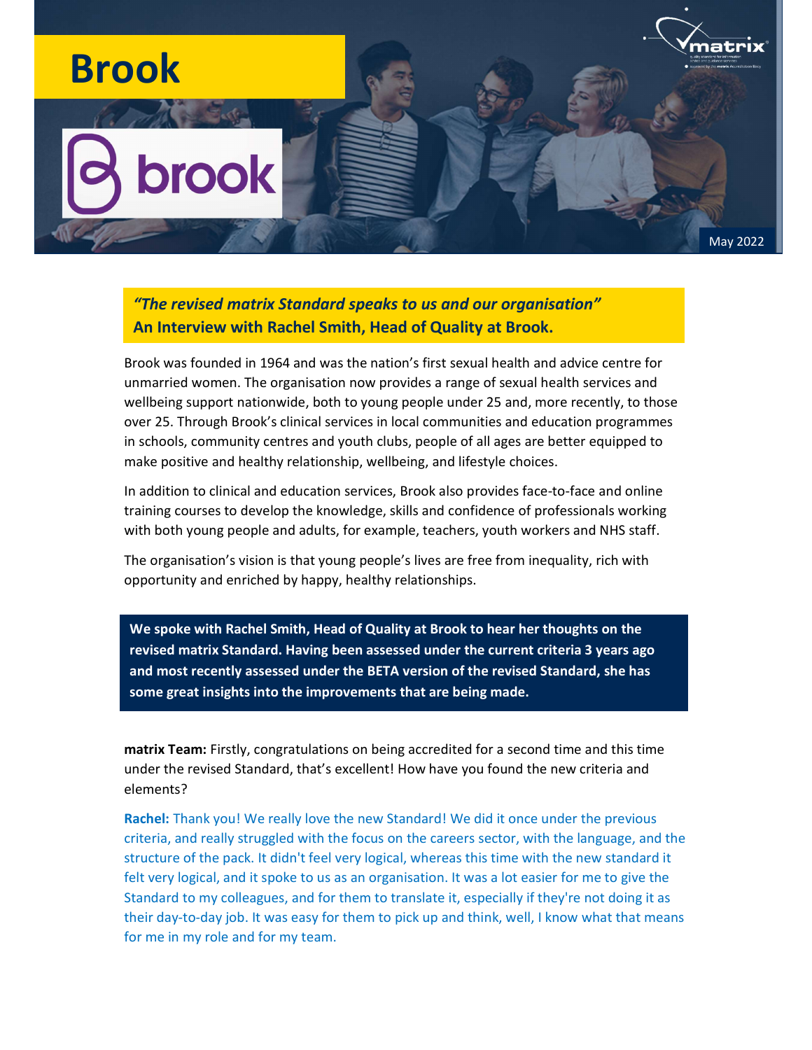# Brook

brook

May 2022

***"The revised matrix Standard speaks to us and our organisation"***
**An Interview with Rachel Smith, Head of Quality at Brook.**

Brook was founded in 1964 and was the nation's first sexual health and advice centre for unmarried women. The organisation now provides a range of sexual health services and wellbeing support nationwide, both to young people under 25 and, more recently, to those over 25. Through Brook's clinical services in local communities and education programmes in schools, community centres and youth clubs, people of all ages are better equipped to make positive and healthy relationship, wellbeing, and lifestyle choices.

In addition to clinical and education services, Brook also provides face-to-face and online training courses to develop the knowledge, skills and confidence of professionals working with both young people and adults, for example, teachers, youth workers and NHS staff.

The organisation's vision is that young people's lives are free from inequality, rich with opportunity and enriched by happy, healthy relationships.

**We spoke with Rachel Smith, Head of Quality at Brook to hear her thoughts on the revised matrix Standard. Having been assessed under the current criteria 3 years ago and most recently assessed under the BETA version of the revised Standard, she has some great insights into the improvements that are being made.**

**matrix Team:** Firstly, congratulations on being accredited for a second time and this time under the revised Standard, that's excellent! How have you found the new criteria and elements?

**Rachel:** Thank you! We really love the new Standard! We did it once under the previous criteria, and really struggled with the focus on the careers sector, with the language, and the structure of the pack. It didn't feel very logical, whereas this time with the new standard it felt very logical, and it spoke to us as an organisation. It was a lot easier for me to give the Standard to my colleagues, and for them to translate it, especially if they're not doing it as their day-to-day job. It was easy for them to pick up and think, well, I know what that means for me in my role and for my team.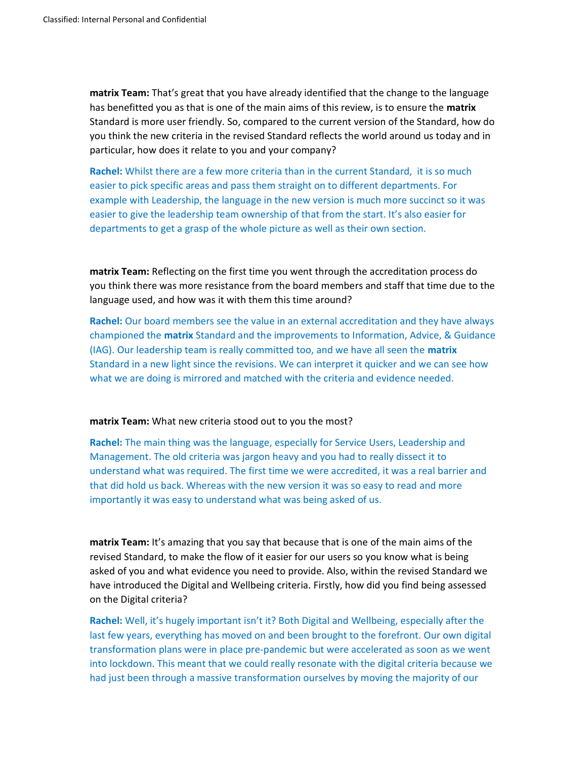**matrix Team:** That's great that you have already identified that the change to the language has benefitted you as that is one of the main aims of this review, is to ensure the **matrix** Standard is more user friendly. So, compared to the current version of the Standard, how do you think the new criteria in the revised Standard reflects the world around us today and in particular, how does it relate to you and your company?

**Rachel:** Whilst there are a few more criteria than in the current Standard, it is so much easier to pick specific areas and pass them straight on to different departments. For example with Leadership, the language in the new version is much more succinct so it was easier to give the leadership team ownership of that from the start. It's also easier for departments to get a grasp of the whole picture as well as their own section.

**matrix Team:** Reflecting on the first time you went through the accreditation process do you think there was more resistance from the board members and staff that time due to the language used, and how was it with them this time around?

**Rachel:** Our board members see the value in an external accreditation and they have always championed the **matrix** Standard and the improvements to Information, Advice, & Guidance (IAG). Our leadership team is really committed too, and we have all seen the **matrix** Standard in a new light since the revisions. We can interpret it quicker and we can see how what we are doing is mirrored and matched with the criteria and evidence needed.

**matrix Team:** What new criteria stood out to you the most?

**Rachel:** The main thing was the language, especially for Service Users, Leadership and Management. The old criteria was jargon heavy and you had to really dissect it to understand what was required. The first time we were accredited, it was a real barrier and that did hold us back. Whereas with the new version it was so easy to read and more importantly it was easy to understand what was being asked of us.

**matrix Team:** It's amazing that you say that because that is one of the main aims of the revised Standard, to make the flow of it easier for our users so you know what is being asked of you and what evidence you need to provide. Also, within the revised Standard we have introduced the Digital and Wellbeing criteria. Firstly, how did you find being assessed on the Digital criteria?

**Rachel:** Well, it's hugely important isn't it? Both Digital and Wellbeing, especially after the last few years, everything has moved on and been brought to the forefront. Our own digital transformation plans were in place pre-pandemic but were accelerated as soon as we went into lockdown. This meant that we could really resonate with the digital criteria because we had just been through a massive transformation ourselves by moving the majority of our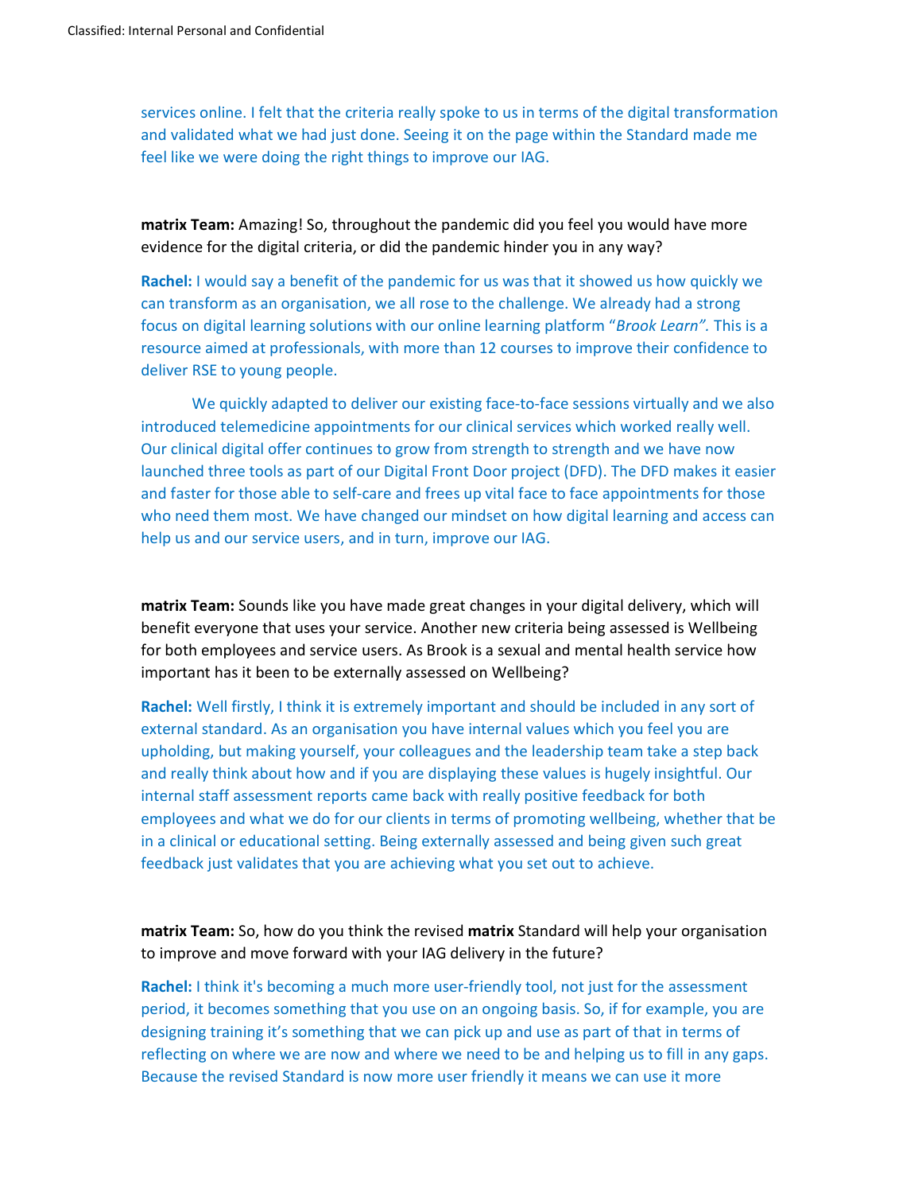services online. I felt that the criteria really spoke to us in terms of the digital transformation and validated what we had just done. Seeing it on the page within the Standard made me feel like we were doing the right things to improve our IAG.

**matrix Team:** Amazing! So, throughout the pandemic did you feel you would have more evidence for the digital criteria, or did the pandemic hinder you in any way?

**Rachel:** I would say a benefit of the pandemic for us was that it showed us how quickly we can transform as an organisation, we all rose to the challenge. We already had a strong focus on digital learning solutions with our online learning platform "*Brook Learn*". This is a resource aimed at professionals, with more than 12 courses to improve their confidence to deliver RSE to young people.

We quickly adapted to deliver our existing face-to-face sessions virtually and we also introduced telemedicine appointments for our clinical services which worked really well. Our clinical digital offer continues to grow from strength to strength and we have now launched three tools as part of our Digital Front Door project (DFD). The DFD makes it easier and faster for those able to self-care and frees up vital face to face appointments for those who need them most. We have changed our mindset on how digital learning and access can help us and our service users, and in turn, improve our IAG.

**matrix Team:** Sounds like you have made great changes in your digital delivery, which will benefit everyone that uses your service. Another new criteria being assessed is Wellbeing for both employees and service users. As Brook is a sexual and mental health service how important has it been to be externally assessed on Wellbeing?

**Rachel:** Well firstly, I think it is extremely important and should be included in any sort of external standard. As an organisation you have internal values which you feel you are upholding, but making yourself, your colleagues and the leadership team take a step back and really think about how and if you are displaying these values is hugely insightful. Our internal staff assessment reports came back with really positive feedback for both employees and what we do for our clients in terms of promoting wellbeing, whether that be in a clinical or educational setting. Being externally assessed and being given such great feedback just validates that you are achieving what you set out to achieve.

**matrix Team:** So, how do you think the revised **matrix** Standard will help your organisation to improve and move forward with your IAG delivery in the future?

**Rachel:** I think it's becoming a much more user-friendly tool, not just for the assessment period, it becomes something that you use on an ongoing basis. So, if for example, you are designing training it's something that we can pick up and use as part of that in terms of reflecting on where we are now and where we need to be and helping us to fill in any gaps. Because the revised Standard is now more user friendly it means we can use it more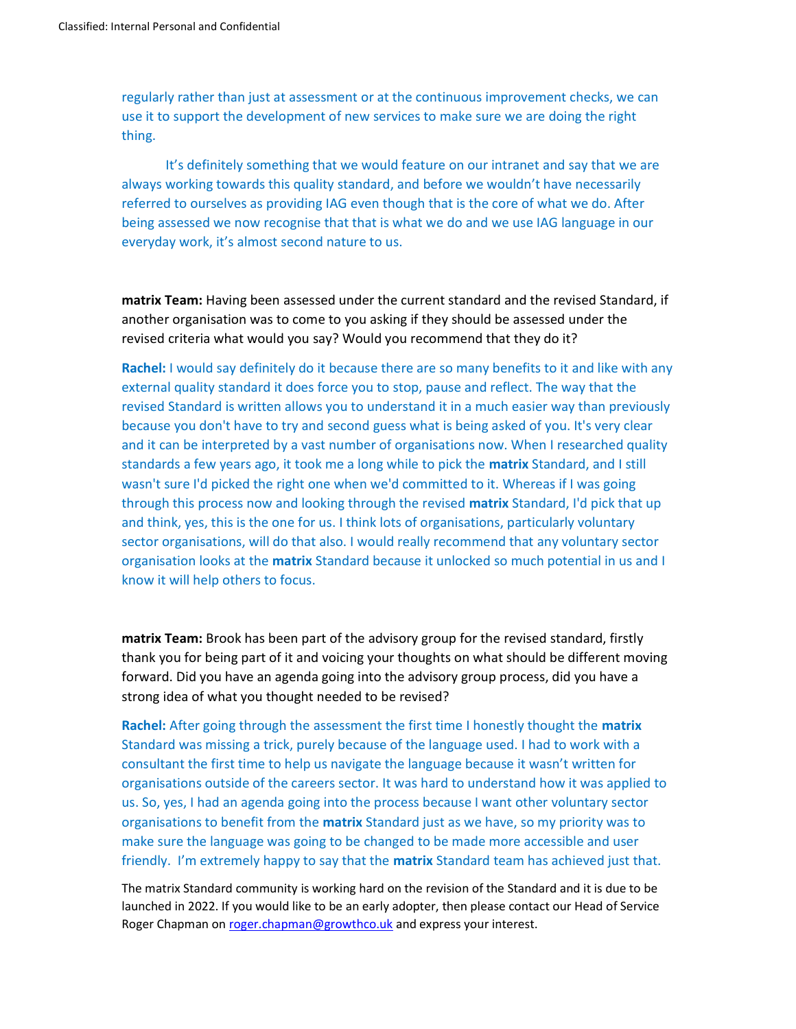regularly rather than just at assessment or at the continuous improvement checks, we can use it to support the development of new services to make sure we are doing the right thing.

It's definitely something that we would feature on our intranet and say that we are always working towards this quality standard, and before we wouldn't have necessarily referred to ourselves as providing IAG even though that is the core of what we do. After being assessed we now recognise that that is what we do and we use IAG language in our everyday work, it's almost second nature to us.

**matrix Team:** Having been assessed under the current standard and the revised Standard, if another organisation was to come to you asking if they should be assessed under the revised criteria what would you say? Would you recommend that they do it?

**Rachel:** I would say definitely do it because there are so many benefits to it and like with any external quality standard it does force you to stop, pause and reflect. The way that the revised Standard is written allows you to understand it in a much easier way than previously because you don't have to try and second guess what is being asked of you. It's very clear and it can be interpreted by a vast number of organisations now. When I researched quality standards a few years ago, it took me a long while to pick the **matrix** Standard, and I still wasn't sure I'd picked the right one when we'd committed to it. Whereas if I was going through this process now and looking through the revised **matrix** Standard, I'd pick that up and think, yes, this is the one for us. I think lots of organisations, particularly voluntary sector organisations, will do that also. I would really recommend that any voluntary sector organisation looks at the **matrix** Standard because it unlocked so much potential in us and I know it will help others to focus.

**matrix Team:** Brook has been part of the advisory group for the revised standard, firstly thank you for being part of it and voicing your thoughts on what should be different moving forward. Did you have an agenda going into the advisory group process, did you have a strong idea of what you thought needed to be revised?

**Rachel:** After going through the assessment the first time I honestly thought the **matrix** Standard was missing a trick, purely because of the language used. I had to work with a consultant the first time to help us navigate the language because it wasn't written for organisations outside of the careers sector. It was hard to understand how it was applied to us. So, yes, I had an agenda going into the process because I want other voluntary sector organisations to benefit from the **matrix** Standard just as we have, so my priority was to make sure the language was going to be changed to be made more accessible and user friendly. I'm extremely happy to say that the **matrix** Standard team has achieved just that.

The matrix Standard community is working hard on the revision of the Standard and it is due to be launched in 2022. If you would like to be an early adopter, then please contact our Head of Service Roger Chapman on roger.chapman@growthco.uk and express your interest.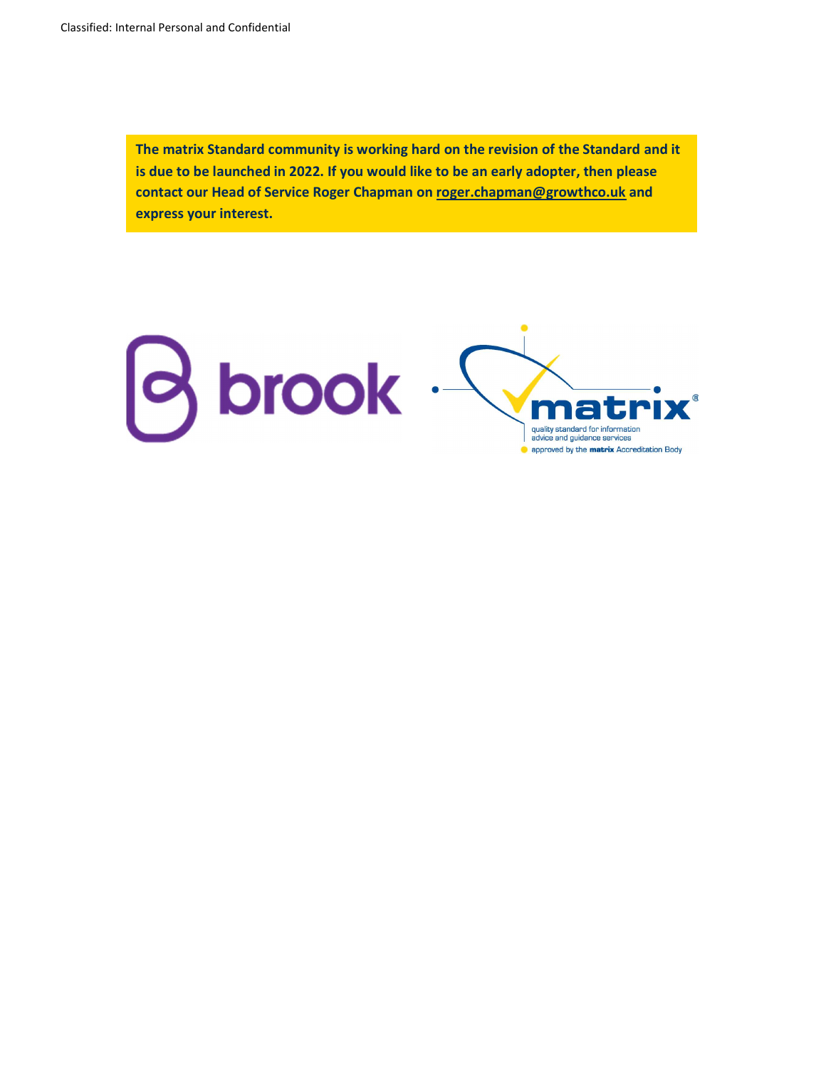**The matrix Standard community is working hard on the revision of the Standard and it is due to be launched in 2022. If you would like to be an early adopter, then please contact our Head of Service Roger Chapman on roger.chapman@growthco.uk and express your interest.**